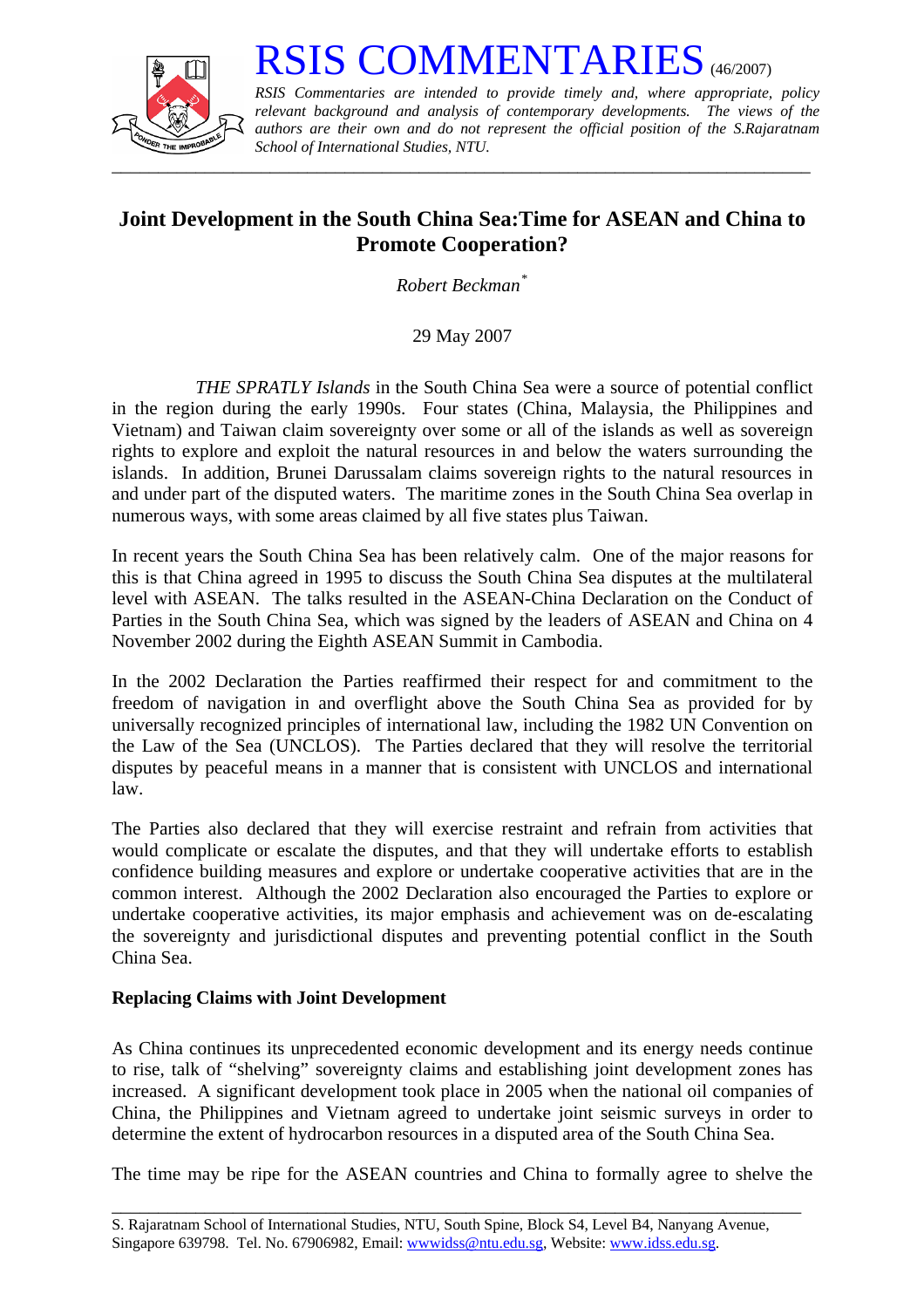# RSIS COMMENTARIES (46/2007)

*RSIS Commentaries are intended to provide timely and, where appropriate, policy relevant background and analysis of contemporary developments. The views of the authors are their own and do not represent the official position of the S.Rajaratnam School of International Studies, NTU.*

---

## Joint Development in the South China Sea:Time for ASEAN and China to Promote Cooperation?

*Robert Beckman*[*]

29 May 2007

*THE SPRATLY Islands* in the South China Sea were a source of potential conflict in the region during the early 1990s. Four states (China, Malaysia, the Philippines and Vietnam) and Taiwan claim sovereignty over some or all of the islands as well as sovereign rights to explore and exploit the natural resources in and below the waters surrounding the islands. In addition, Brunei Darussalam claims sovereign rights to the natural resources in and under part of the disputed waters. The maritime zones in the South China Sea overlap in numerous ways, with some areas claimed by all five states plus Taiwan.

In recent years the South China Sea has been relatively calm. One of the major reasons for this is that China agreed in 1995 to discuss the South China Sea disputes at the multilateral level with ASEAN. The talks resulted in the ASEAN-China Declaration on the Conduct of Parties in the South China Sea, which was signed by the leaders of ASEAN and China on 4 November 2002 during the Eighth ASEAN Summit in Cambodia.

In the 2002 Declaration the Parties reaffirmed their respect for and commitment to the freedom of navigation in and overflight above the South China Sea as provided for by universally recognized principles of international law, including the 1982 UN Convention on the Law of the Sea (UNCLOS). The Parties declared that they will resolve the territorial disputes by peaceful means in a manner that is consistent with UNCLOS and international law.

The Parties also declared that they will exercise restraint and refrain from activities that would complicate or escalate the disputes, and that they will undertake efforts to establish confidence building measures and explore or undertake cooperative activities that are in the common interest. Although the 2002 Declaration also encouraged the Parties to explore or undertake cooperative activities, its major emphasis and achievement was on de-escalating the sovereignty and jurisdictional disputes and preventing potential conflict in the South China Sea.

### Replacing Claims with Joint Development

As China continues its unprecedented economic development and its energy needs continue to rise, talk of "shelving" sovereignty claims and establishing joint development zones has increased. A significant development took place in 2005 when the national oil companies of China, the Philippines and Vietnam agreed to undertake joint seismic surveys in order to determine the extent of hydrocarbon resources in a disputed area of the South China Sea.

The time may be ripe for the ASEAN countries and China to formally agree to shelve the

---

S. Rajaratnam School of International Studies, NTU, South Spine, Block S4, Level B4, Nanyang Avenue, Singapore 639798. Tel. No. 67906982, Email: wwwidss@ntu.edu.sg, Website: www.idss.edu.sg.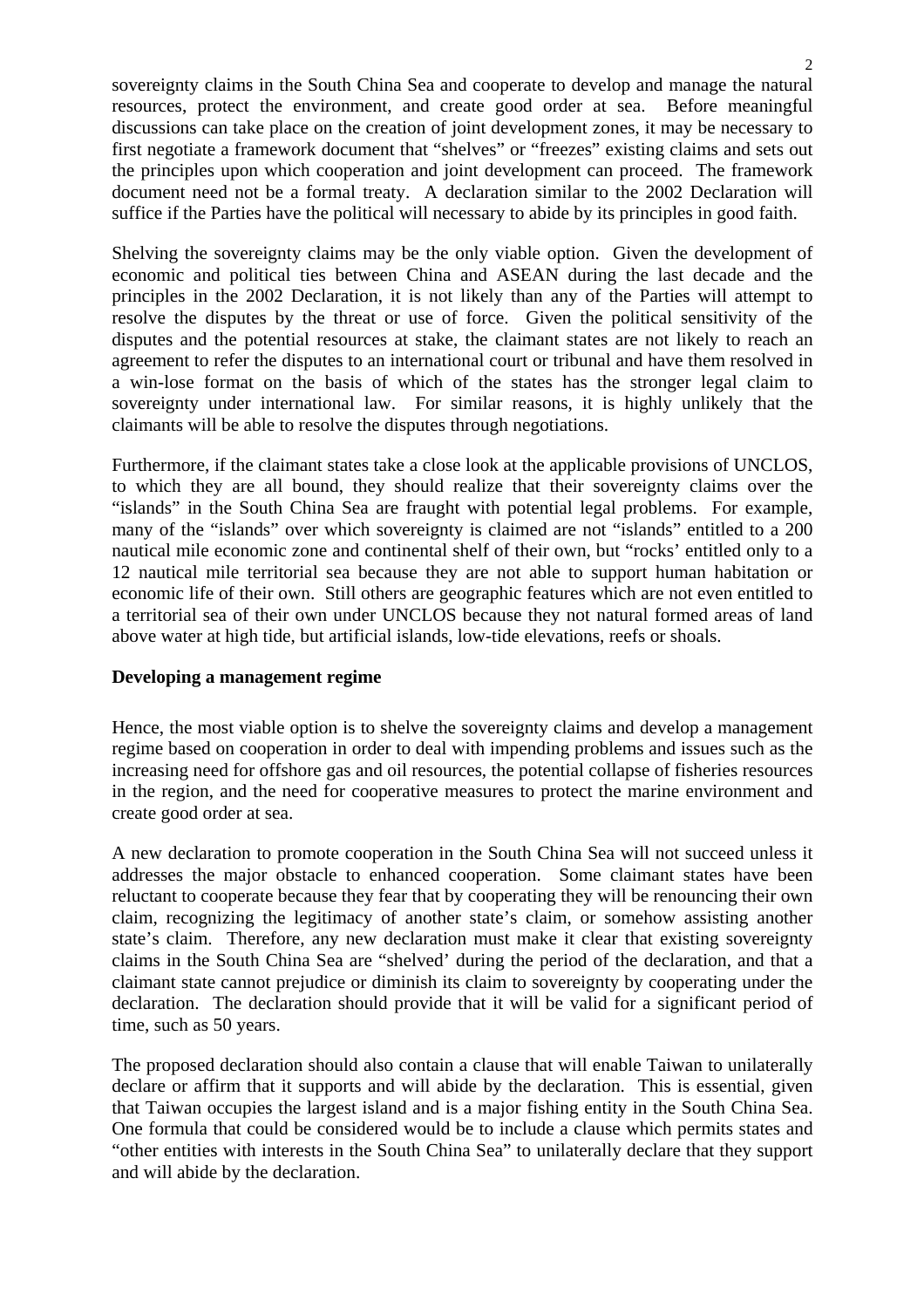sovereignty claims in the South China Sea and cooperate to develop and manage the natural resources, protect the environment, and create good order at sea. Before meaningful discussions can take place on the creation of joint development zones, it may be necessary to first negotiate a framework document that "shelves" or "freezes" existing claims and sets out the principles upon which cooperation and joint development can proceed. The framework document need not be a formal treaty. A declaration similar to the 2002 Declaration will suffice if the Parties have the political will necessary to abide by its principles in good faith.

Shelving the sovereignty claims may be the only viable option. Given the development of economic and political ties between China and ASEAN during the last decade and the principles in the 2002 Declaration, it is not likely than any of the Parties will attempt to resolve the disputes by the threat or use of force. Given the political sensitivity of the disputes and the potential resources at stake, the claimant states are not likely to reach an agreement to refer the disputes to an international court or tribunal and have them resolved in a win-lose format on the basis of which of the states has the stronger legal claim to sovereignty under international law. For similar reasons, it is highly unlikely that the claimants will be able to resolve the disputes through negotiations.

Furthermore, if the claimant states take a close look at the applicable provisions of UNCLOS, to which they are all bound, they should realize that their sovereignty claims over the "islands" in the South China Sea are fraught with potential legal problems. For example, many of the "islands" over which sovereignty is claimed are not "islands" entitled to a 200 nautical mile economic zone and continental shelf of their own, but "rocks' entitled only to a 12 nautical mile territorial sea because they are not able to support human habitation or economic life of their own. Still others are geographic features which are not even entitled to a territorial sea of their own under UNCLOS because they not natural formed areas of land above water at high tide, but artificial islands, low-tide elevations, reefs or shoals.

**Developing a management regime**

Hence, the most viable option is to shelve the sovereignty claims and develop a management regime based on cooperation in order to deal with impending problems and issues such as the increasing need for offshore gas and oil resources, the potential collapse of fisheries resources in the region, and the need for cooperative measures to protect the marine environment and create good order at sea.

A new declaration to promote cooperation in the South China Sea will not succeed unless it addresses the major obstacle to enhanced cooperation. Some claimant states have been reluctant to cooperate because they fear that by cooperating they will be renouncing their own claim, recognizing the legitimacy of another state's claim, or somehow assisting another state's claim. Therefore, any new declaration must make it clear that existing sovereignty claims in the South China Sea are "shelved' during the period of the declaration, and that a claimant state cannot prejudice or diminish its claim to sovereignty by cooperating under the declaration. The declaration should provide that it will be valid for a significant period of time, such as 50 years.

The proposed declaration should also contain a clause that will enable Taiwan to unilaterally declare or affirm that it supports and will abide by the declaration. This is essential, given that Taiwan occupies the largest island and is a major fishing entity in the South China Sea. One formula that could be considered would be to include a clause which permits states and "other entities with interests in the South China Sea" to unilaterally declare that they support and will abide by the declaration.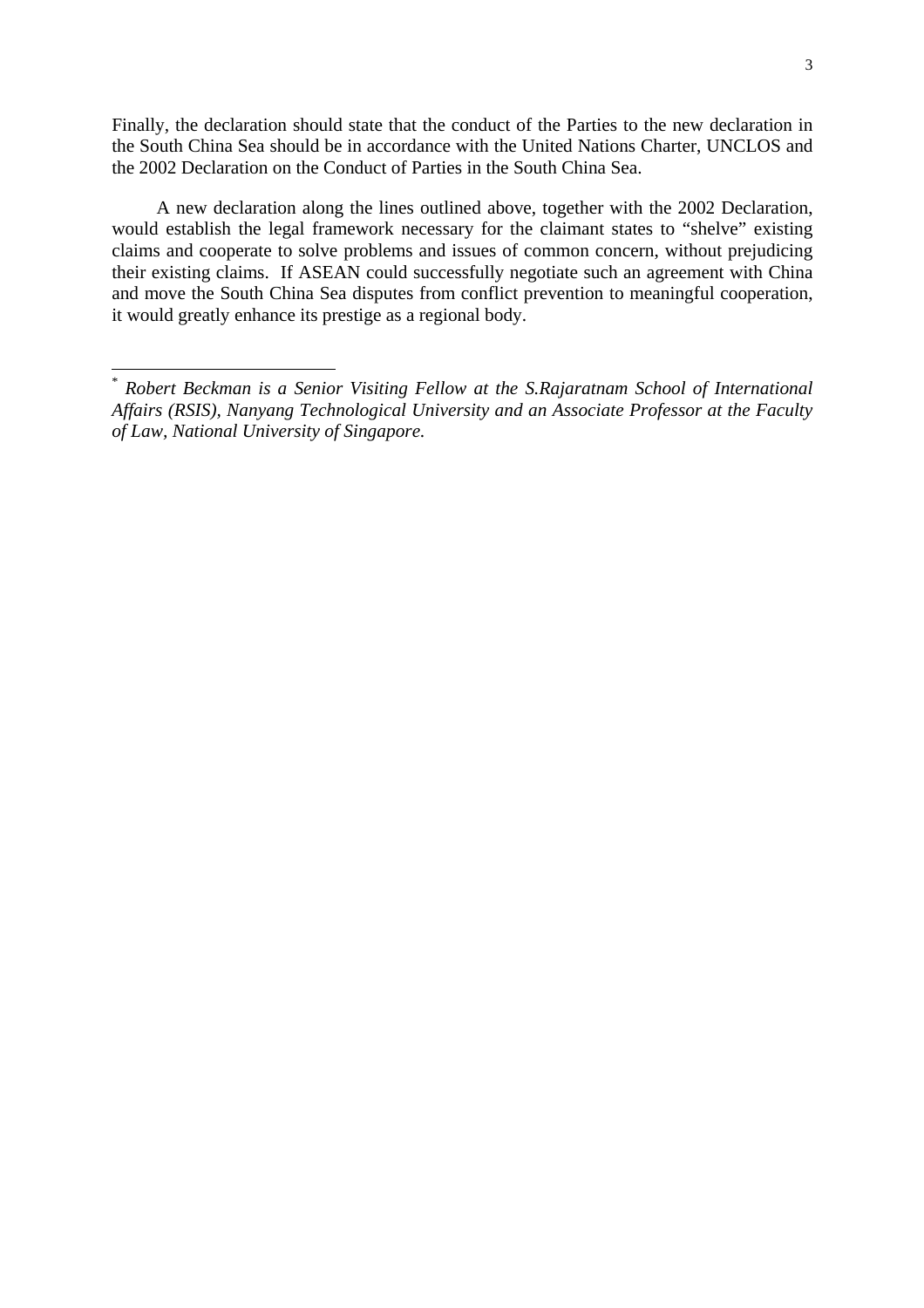Finally, the declaration should state that the conduct of the Parties to the new declaration in the South China Sea should be in accordance with the United Nations Charter, UNCLOS and the 2002 Declaration on the Conduct of Parties in the South China Sea.

A new declaration along the lines outlined above, together with the 2002 Declaration, would establish the legal framework necessary for the claimant states to "shelve" existing claims and cooperate to solve problems and issues of common concern, without prejudicing their existing claims. If ASEAN could successfully negotiate such an agreement with China and move the South China Sea disputes from conflict prevention to meaningful cooperation, it would greatly enhance its prestige as a regional body.

---

* *Robert Beckman is a Senior Visiting Fellow at the S.Rajaratnam School of International Affairs (RSIS), Nanyang Technological University and an Associate Professor at the Faculty of Law, National University of Singapore.*